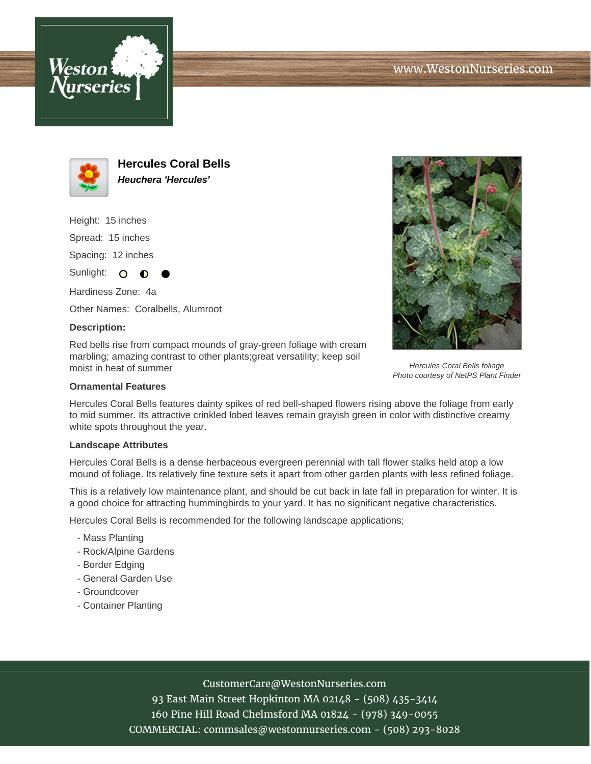# Hercules Coral Bells

***Heuchera 'Hercules'***

Height: 15 inches

Spread: 15 inches

Spacing: 12 inches

Sunlight: ○ ◐ ●

Hardiness Zone: 4a

Other Names: Coralbells, Alumroot

**Description:**

Red bells rise from compact mounds of gray-green foliage with cream marbling; amazing contrast to other plants;great versatility; keep soil moist in heat of summer

*Hercules Coral Bells foliage*
*Photo courtesy of NetPS Plant Finder*

**Ornamental Features**

Hercules Coral Bells features dainty spikes of red bell-shaped flowers rising above the foliage from early to mid summer. Its attractive crinkled lobed leaves remain grayish green in color with distinctive creamy white spots throughout the year.

**Landscape Attributes**

Hercules Coral Bells is a dense herbaceous evergreen perennial with tall flower stalks held atop a low mound of foliage. Its relatively fine texture sets it apart from other garden plants with less refined foliage.

This is a relatively low maintenance plant, and should be cut back in late fall in preparation for winter. It is a good choice for attracting hummingbirds to your yard. It has no significant negative characteristics.

Hercules Coral Bells is recommended for the following landscape applications;

- Mass Planting
- Rock/Alpine Gardens
- Border Edging
- General Garden Use
- Groundcover
- Container Planting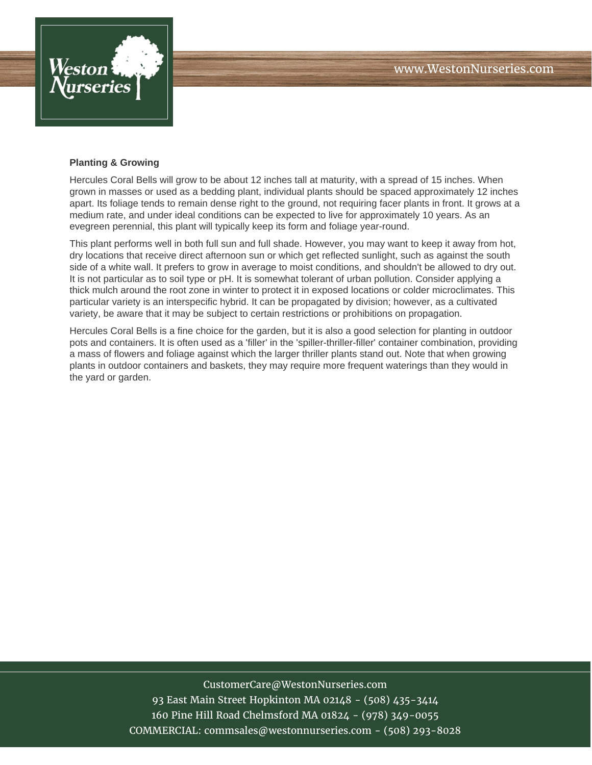**Planting & Growing**

Hercules Coral Bells will grow to be about 12 inches tall at maturity, with a spread of 15 inches. When grown in masses or used as a bedding plant, individual plants should be spaced approximately 12 inches apart. Its foliage tends to remain dense right to the ground, not requiring facer plants in front. It grows at a medium rate, and under ideal conditions can be expected to live for approximately 10 years. As an evegreen perennial, this plant will typically keep its form and foliage year-round.

This plant performs well in both full sun and full shade. However, you may want to keep it away from hot, dry locations that receive direct afternoon sun or which get reflected sunlight, such as against the south side of a white wall. It prefers to grow in average to moist conditions, and shouldn't be allowed to dry out. It is not particular as to soil type or pH. It is somewhat tolerant of urban pollution. Consider applying a thick mulch around the root zone in winter to protect it in exposed locations or colder microclimates. This particular variety is an interspecific hybrid. It can be propagated by division; however, as a cultivated variety, be aware that it may be subject to certain restrictions or prohibitions on propagation.

Hercules Coral Bells is a fine choice for the garden, but it is also a good selection for planting in outdoor pots and containers. It is often used as a 'filler' in the 'spiller-thriller-filler' container combination, providing a mass of flowers and foliage against which the larger thriller plants stand out. Note that when growing plants in outdoor containers and baskets, they may require more frequent waterings than they would in the yard or garden.